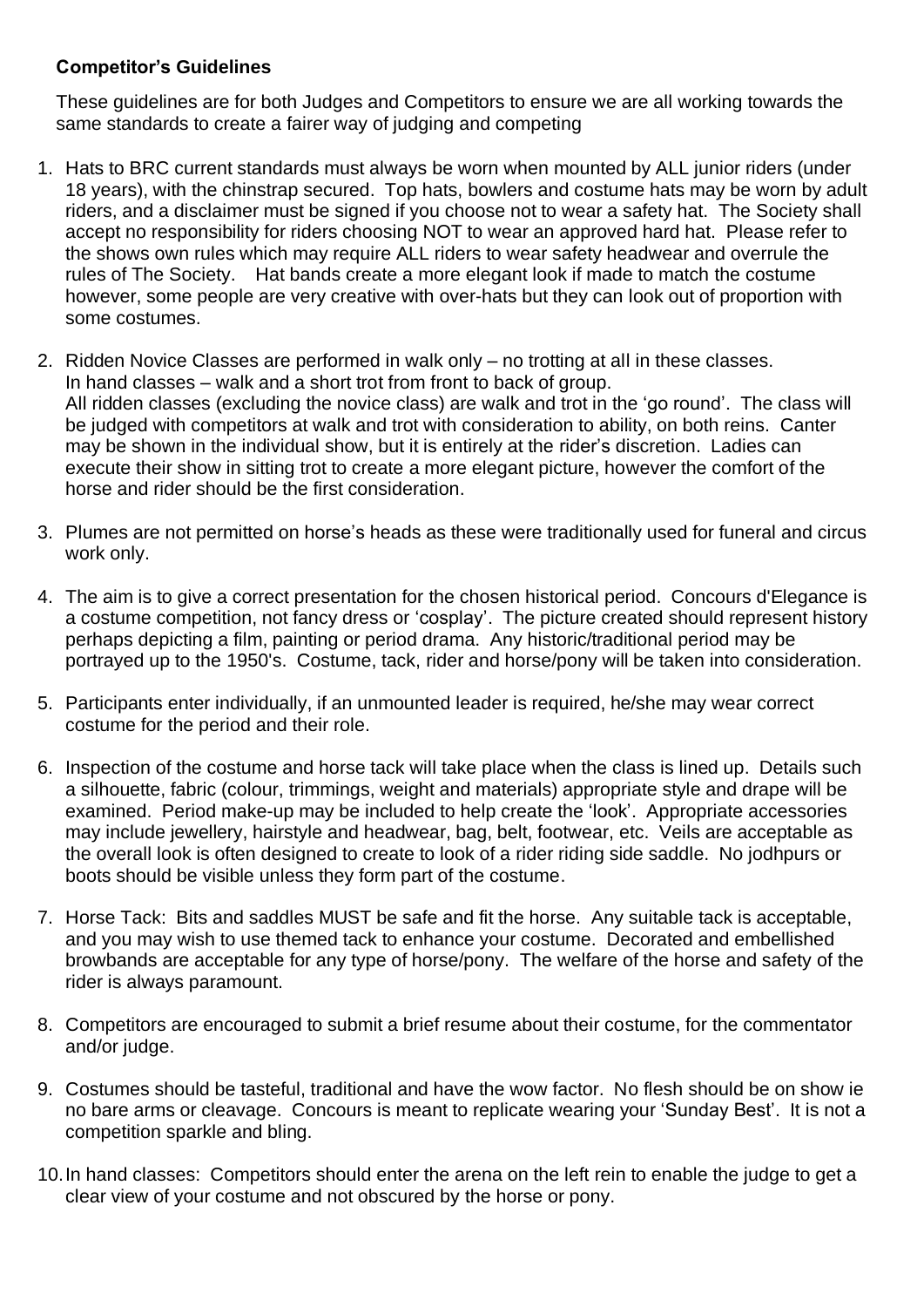### Competitor's Guidelines

These guidelines are for both Judges and Competitors to ensure we are all working towards the same standards to create a fairer way of judging and competing

1. Hats to BRC current standards must always be worn when mounted by ALL junior riders (under 18 years), with the chinstrap secured. Top hats, bowlers and costume hats may be worn by adult riders, and a disclaimer must be signed if you choose not to wear a safety hat. The Society shall accept no responsibility for riders choosing NOT to wear an approved hard hat. Please refer to the shows own rules which may require ALL riders to wear safety headwear and overrule the rules of The Society. Hat bands create a more elegant look if made to match the costume however, some people are very creative with over-hats but they can look out of proportion with some costumes.

2. Ridden Novice Classes are performed in walk only – no trotting at all in these classes. In hand classes – walk and a short trot from front to back of group. All ridden classes (excluding the novice class) are walk and trot in the 'go round'. The class will be judged with competitors at walk and trot with consideration to ability, on both reins. Canter may be shown in the individual show, but it is entirely at the rider's discretion. Ladies can execute their show in sitting trot to create a more elegant picture, however the comfort of the horse and rider should be the first consideration.

3. Plumes are not permitted on horse's heads as these were traditionally used for funeral and circus work only.

4. The aim is to give a correct presentation for the chosen historical period. Concours d'Elegance is a costume competition, not fancy dress or 'cosplay'. The picture created should represent history perhaps depicting a film, painting or period drama. Any historic/traditional period may be portrayed up to the 1950's. Costume, tack, rider and horse/pony will be taken into consideration.

5. Participants enter individually, if an unmounted leader is required, he/she may wear correct costume for the period and their role.

6. Inspection of the costume and horse tack will take place when the class is lined up. Details such a silhouette, fabric (colour, trimmings, weight and materials) appropriate style and drape will be examined. Period make-up may be included to help create the 'look'. Appropriate accessories may include jewellery, hairstyle and headwear, bag, belt, footwear, etc. Veils are acceptable as the overall look is often designed to create to look of a rider riding side saddle. No jodhpurs or boots should be visible unless they form part of the costume.

7. Horse Tack: Bits and saddles MUST be safe and fit the horse. Any suitable tack is acceptable, and you may wish to use themed tack to enhance your costume. Decorated and embellished browbands are acceptable for any type of horse/pony. The welfare of the horse and safety of the rider is always paramount.

8. Competitors are encouraged to submit a brief resume about their costume, for the commentator and/or judge.

9. Costumes should be tasteful, traditional and have the wow factor. No flesh should be on show ie no bare arms or cleavage. Concours is meant to replicate wearing your 'Sunday Best'. It is not a competition sparkle and bling.

10. In hand classes: Competitors should enter the arena on the left rein to enable the judge to get a clear view of your costume and not obscured by the horse or pony.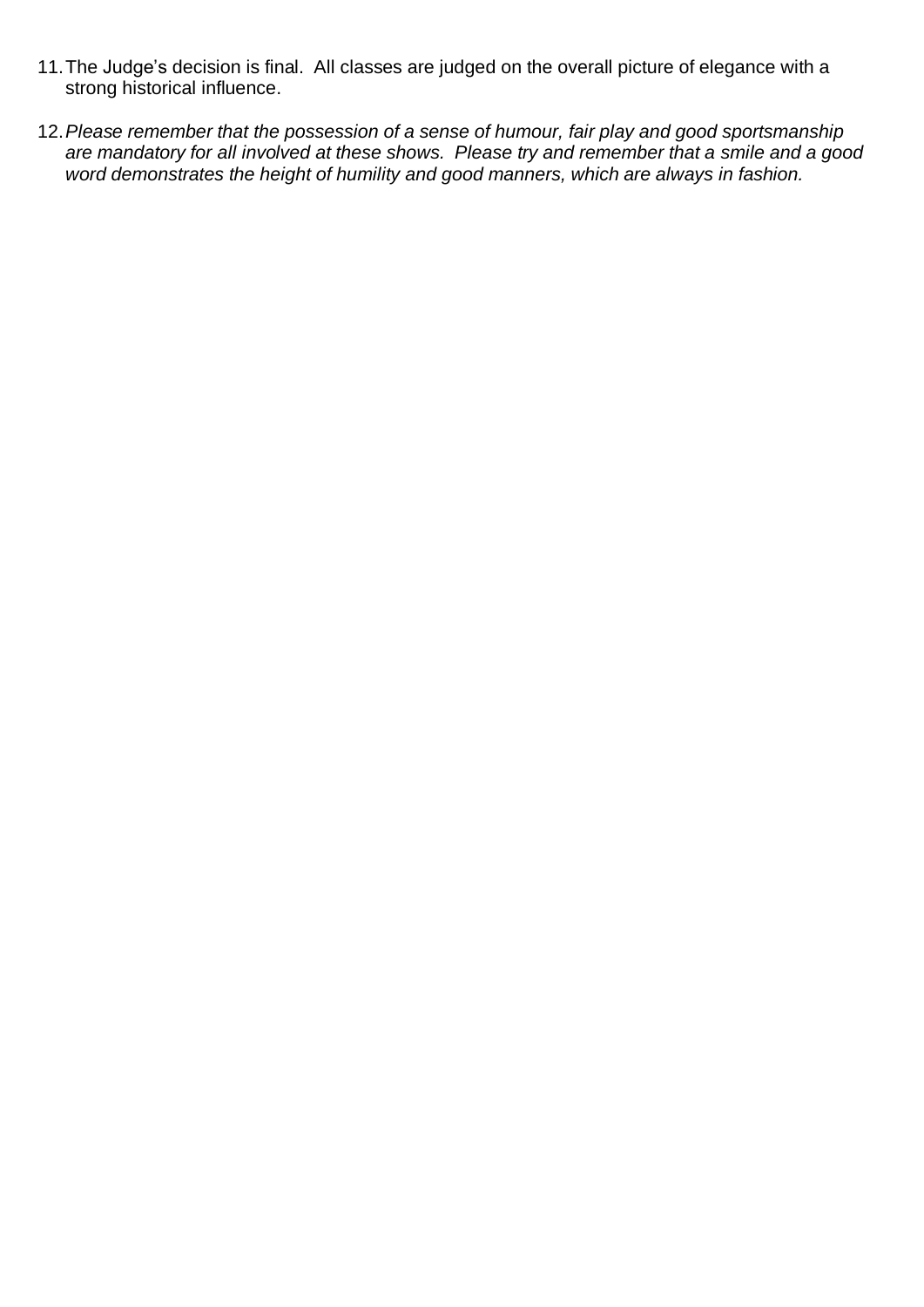11. The Judge's decision is final. All classes are judged on the overall picture of elegance with a strong historical influence.

12. *Please remember that the possession of a sense of humour, fair play and good sportsmanship are mandatory for all involved at these shows. Please try and remember that a smile and a good word demonstrates the height of humility and good manners, which are always in fashion.*